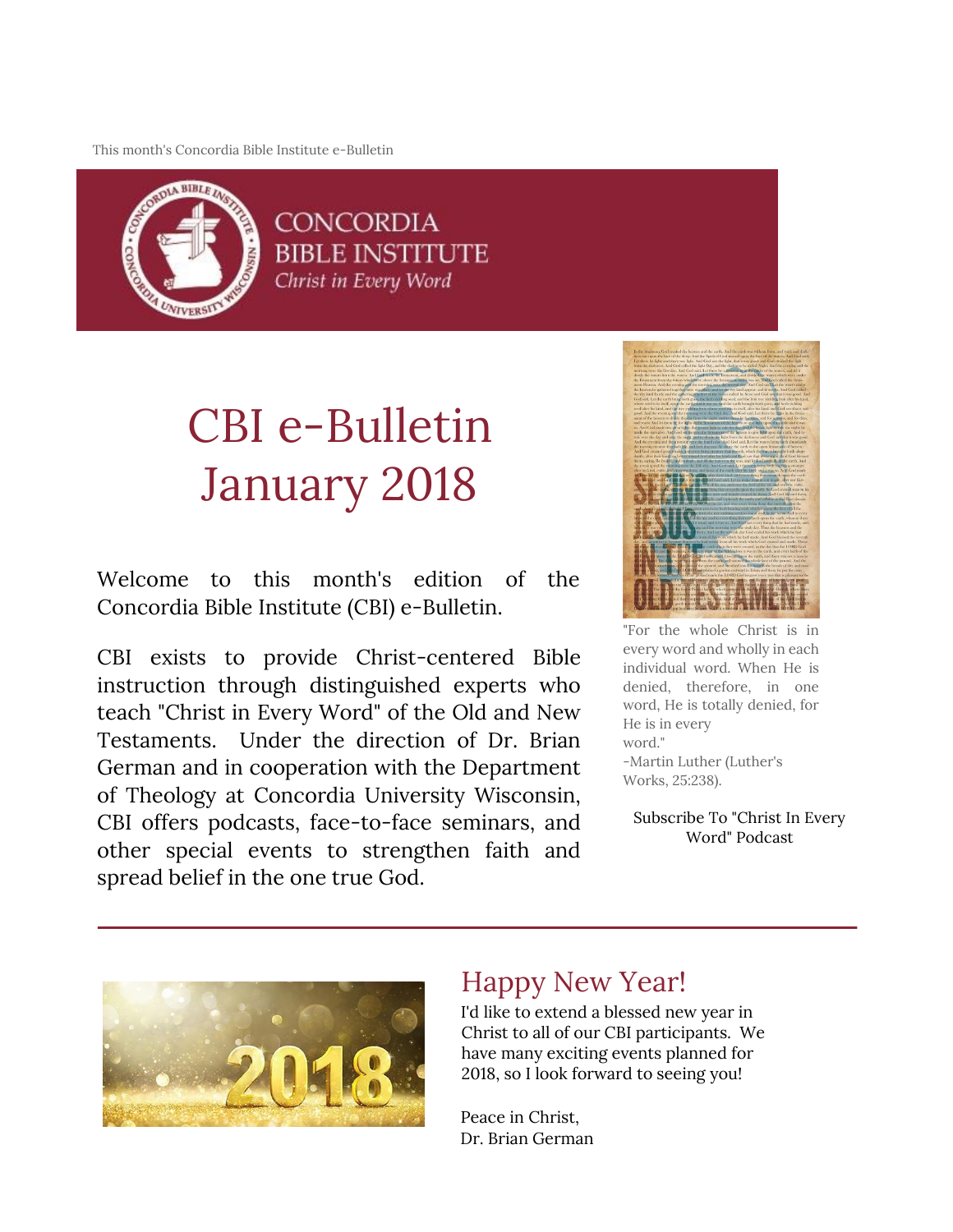This month's Concordia Bible Institute e-Bulletin

CONCORDIA BIBLE INSTITUTE
*Christ in Every Word*

# CBI e-Bulletin January 2018

Welcome to this month's edition of the Concordia Bible Institute (CBI) e-Bulletin.

CBI exists to provide Christ-centered Bible instruction through distinguished experts who teach "Christ in Every Word" of the Old and New Testaments. Under the direction of Dr. Brian German and in cooperation with the Department of Theology at Concordia University Wisconsin, CBI offers podcasts, face-to-face seminars, and other special events to strengthen faith and spread belief in the one true God.

"For the whole Christ is in every word and wholly in each individual word. When He is denied, therefore, in one word, He is totally denied, for He is in every word."
-Martin Luther (Luther's Works, 25:238).

Subscribe To "Christ In Every Word" Podcast

---

## Happy New Year!

I'd like to extend a blessed new year in Christ to all of our CBI participants. We have many exciting events planned for 2018, so I look forward to seeing you!

Peace in Christ,
Dr. Brian German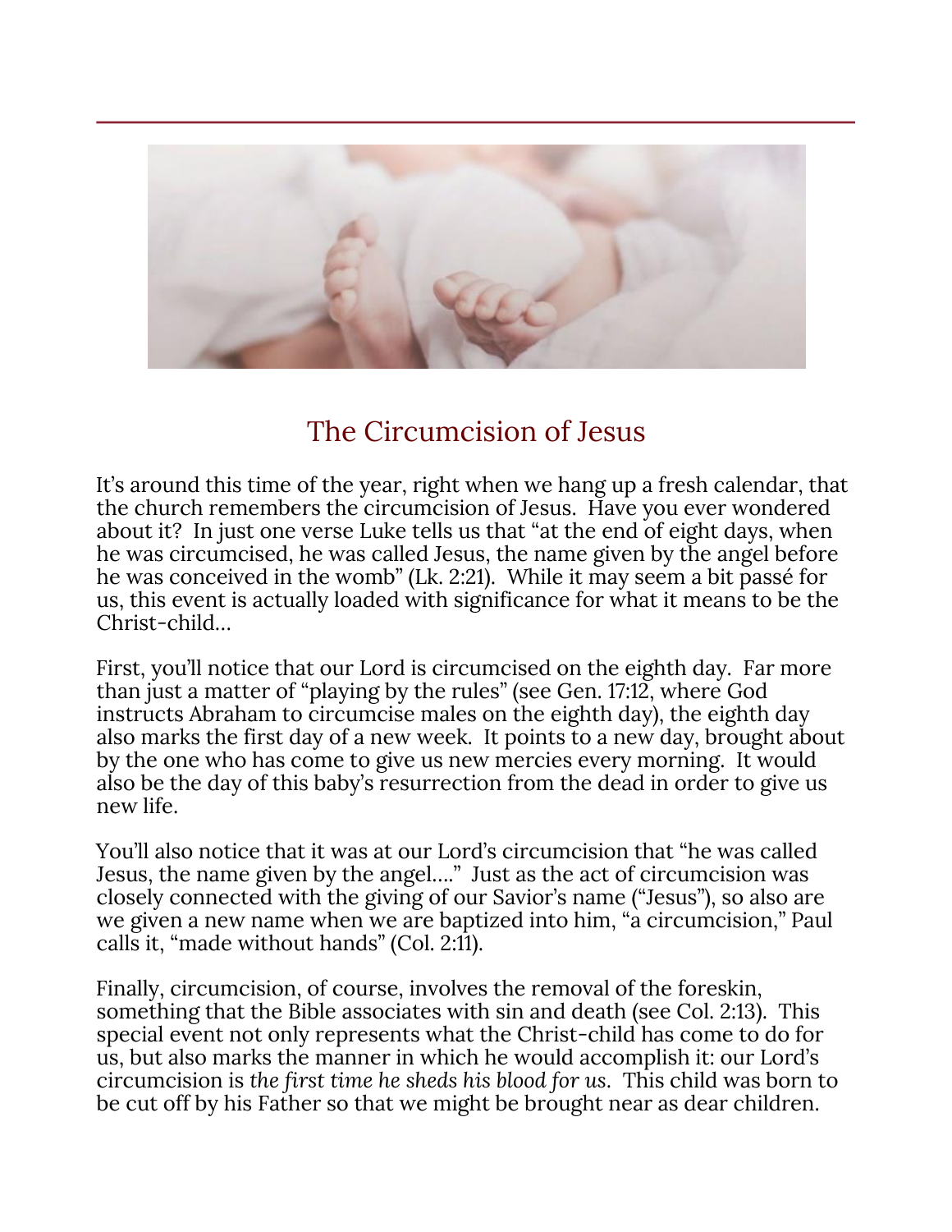## The Circumcision of Jesus

It's around this time of the year, right when we hang up a fresh calendar, that the church remembers the circumcision of Jesus. Have you ever wondered about it? In just one verse Luke tells us that "at the end of eight days, when he was circumcised, he was called Jesus, the name given by the angel before he was conceived in the womb" (Lk. 2:21). While it may seem a bit passé for us, this event is actually loaded with significance for what it means to be the Christ-child…

First, you'll notice that our Lord is circumcised on the eighth day. Far more than just a matter of "playing by the rules" (see Gen. 17:12, where God instructs Abraham to circumcise males on the eighth day), the eighth day also marks the first day of a new week. It points to a new day, brought about by the one who has come to give us new mercies every morning. It would also be the day of this baby's resurrection from the dead in order to give us new life.

You'll also notice that it was at our Lord's circumcision that "he was called Jesus, the name given by the angel…." Just as the act of circumcision was closely connected with the giving of our Savior's name ("Jesus"), so also are we given a new name when we are baptized into him, "a circumcision," Paul calls it, "made without hands" (Col. 2:11).

Finally, circumcision, of course, involves the removal of the foreskin, something that the Bible associates with sin and death (see Col. 2:13). This special event not only represents what the Christ-child has come to do for us, but also marks the manner in which he would accomplish it: our Lord's circumcision is *the first time he sheds his blood for us*. This child was born to be cut off by his Father so that we might be brought near as dear children.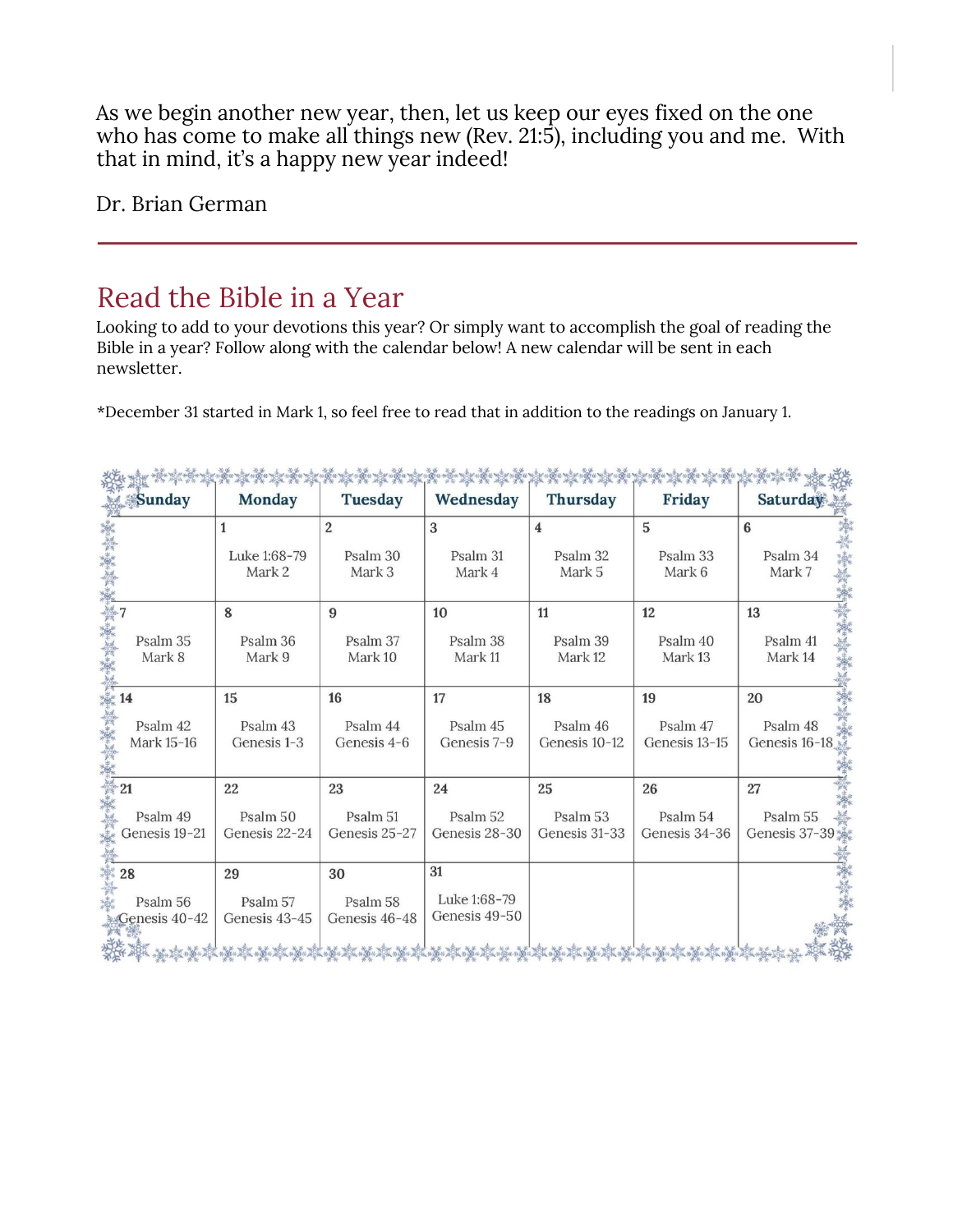As we begin another new year, then, let us keep our eyes fixed on the one who has come to make all things new (Rev. 21:5), including you and me.  With that in mind, it's a happy new year indeed!

Dr. Brian German

---

## Read the Bible in a Year

Looking to add to your devotions this year? Or simply want to accomplish the goal of reading the Bible in a year? Follow along with the calendar below! A new calendar will be sent in each newsletter.

*December 31 started in Mark 1, so feel free to read that in addition to the readings on January 1.

| Sunday | Monday | Tuesday | Wednesday | Thursday | Friday | Saturday |
|---|---|---|---|---|---|---|
| | 1<br>Luke 1:68-79<br>Mark 2 | 2<br>Psalm 30<br>Mark 3 | 3<br>Psalm 31<br>Mark 4 | 4<br>Psalm 32<br>Mark 5 | 5<br>Psalm 33<br>Mark 6 | 6<br>Psalm 34<br>Mark 7 |
| 7<br>Psalm 35<br>Mark 8 | 8<br>Psalm 36<br>Mark 9 | 9<br>Psalm 37<br>Mark 10 | 10<br>Psalm 38<br>Mark 11 | 11<br>Psalm 39<br>Mark 12 | 12<br>Psalm 40<br>Mark 13 | 13<br>Psalm 41<br>Mark 14 |
| 14<br>Psalm 42<br>Mark 15-16 | 15<br>Psalm 43<br>Genesis 1-3 | 16<br>Psalm 44<br>Genesis 4-6 | 17<br>Psalm 45<br>Genesis 7-9 | 18<br>Psalm 46<br>Genesis 10-12 | 19<br>Psalm 47<br>Genesis 13-15 | 20<br>Psalm 48<br>Genesis 16-18 |
| 21<br>Psalm 49<br>Genesis 19-21 | 22<br>Psalm 50<br>Genesis 22-24 | 23<br>Psalm 51<br>Genesis 25-27 | 24<br>Psalm 52<br>Genesis 28-30 | 25<br>Psalm 53<br>Genesis 31-33 | 26<br>Psalm 54<br>Genesis 34-36 | 27<br>Psalm 55<br>Genesis 37-39 |
| 28<br>Psalm 56<br>Genesis 40-42 | 29<br>Psalm 57<br>Genesis 43-45 | 30<br>Psalm 58<br>Genesis 46-48 | 31<br>Luke 1:68-79<br>Genesis 49-50 | | | |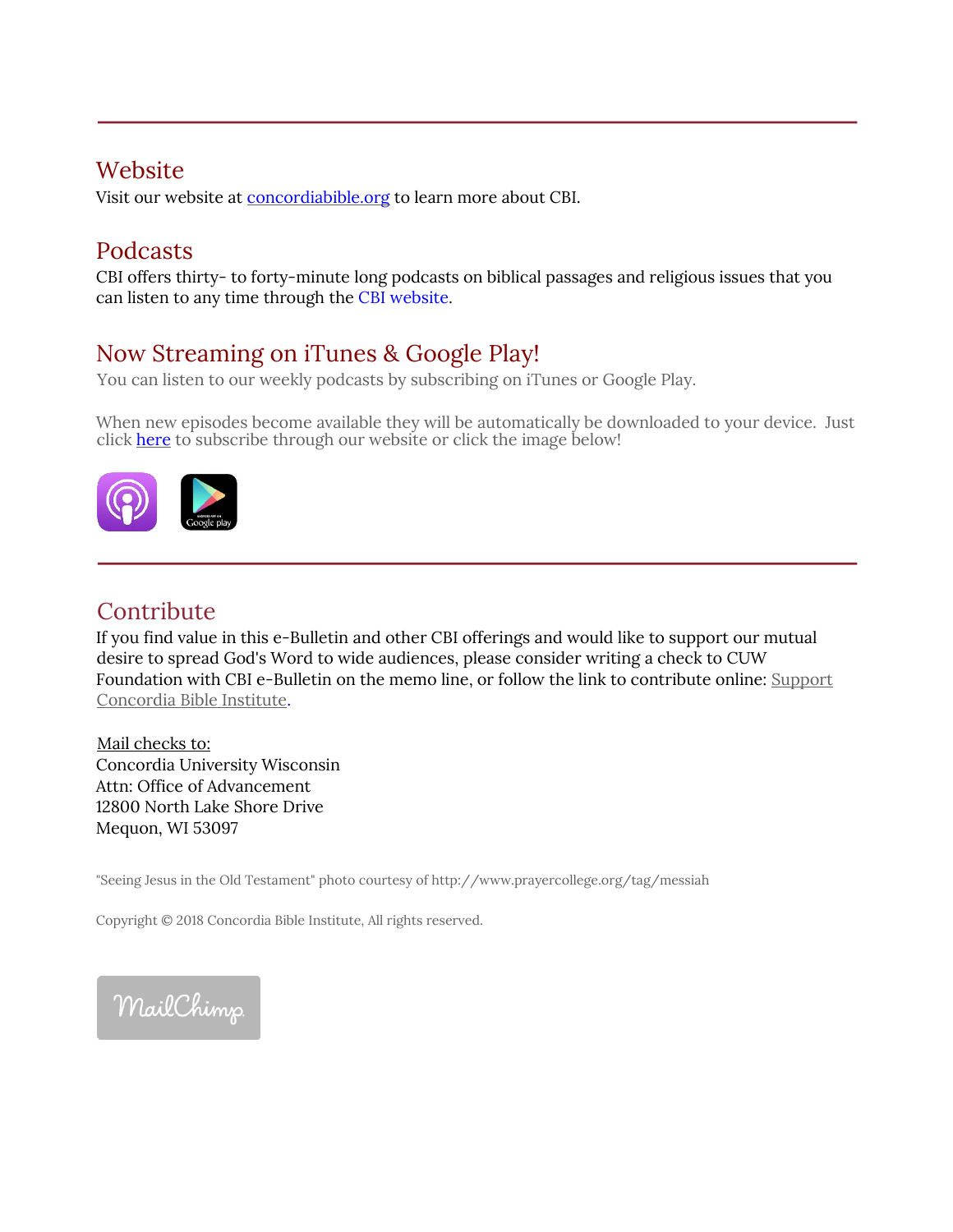## Website

Visit our website at concordiabible.org to learn more about CBI.

## Podcasts

CBI offers thirty- to forty-minute long podcasts on biblical passages and religious issues that you can listen to any time through the CBI website.

## Now Streaming on iTunes & Google Play!

You can listen to our weekly podcasts by subscribing on iTunes or Google Play.

When new episodes become available they will be automatically be downloaded to your device. Just click here to subscribe through our website or click the image below!

## Contribute

If you find value in this e-Bulletin and other CBI offerings and would like to support our mutual desire to spread God's Word to wide audiences, please consider writing a check to CUW Foundation with CBI e-Bulletin on the memo line, or follow the link to contribute online: Support Concordia Bible Institute.

Mail checks to:
Concordia University Wisconsin
Attn: Office of Advancement
12800 North Lake Shore Drive
Mequon, WI 53097

"Seeing Jesus in the Old Testament" photo courtesy of http://www.prayercollege.org/tag/messiah

Copyright © 2018 Concordia Bible Institute, All rights reserved.

MailChimp